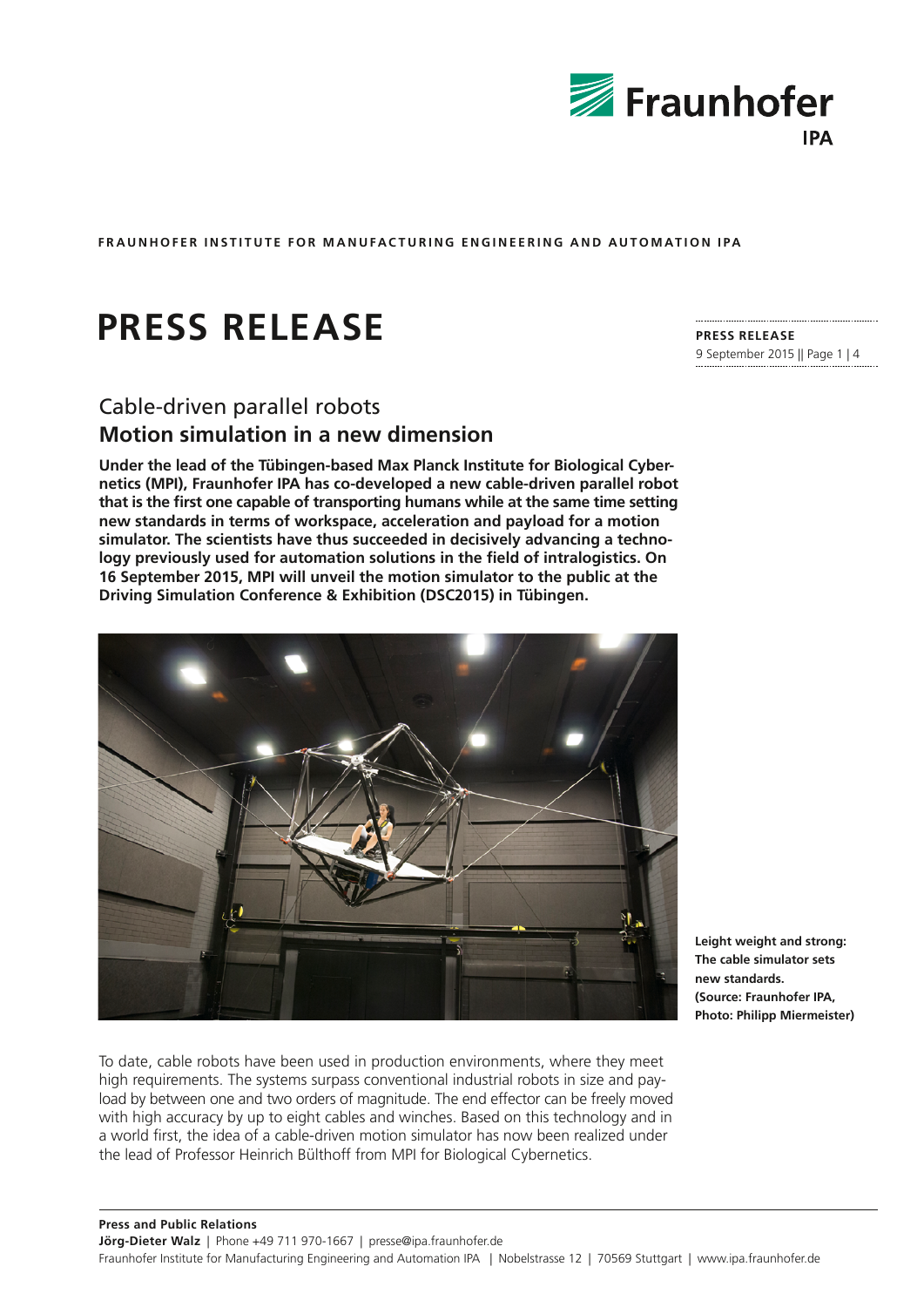**FRAUNHOFER INSTITUTE FOR MANUFACTURING ENGINEERING AND AUTOMATION IPA**

# PRESS RELEASE

**PRESS RELEASE**
9 September 2015 || Page 1 | 4

## Cable-driven parallel robots
## **Motion simulation in a new dimension**

**Under the lead of the Tübingen-based Max Planck Institute for Biological Cybernetics (MPI), Fraunhofer IPA has co-developed a new cable-driven parallel robot that is the first one capable of transporting humans while at the same time setting new standards in terms of workspace, acceleration and payload for a motion simulator. The scientists have thus succeeded in decisively advancing a technology previously used for automation solutions in the field of intralogistics. On 16 September 2015, MPI will unveil the motion simulator to the public at the Driving Simulation Conference & Exhibition (DSC2015) in Tübingen.**

**Leight weight and strong: The cable simulator sets new standards. (Source: Fraunhofer IPA, Photo: Philipp Miermeister)**

To date, cable robots have been used in production environments, where they meet high requirements. The systems surpass conventional industrial robots in size and payload by between one and two orders of magnitude. The end effector can be freely moved with high accuracy by up to eight cables and winches. Based on this technology and in a world first, the idea of a cable-driven motion simulator has now been realized under the lead of Professor Heinrich Bülthoff from MPI for Biological Cybernetics.

**Press and Public Relations**
**Jörg-Dieter Walz** | Phone +49 711 970-1667 | presse@ipa.fraunhofer.de
Fraunhofer Institute for Manufacturing Engineering and Automation IPA | Nobelstrasse 12 | 70569 Stuttgart | www.ipa.fraunhofer.de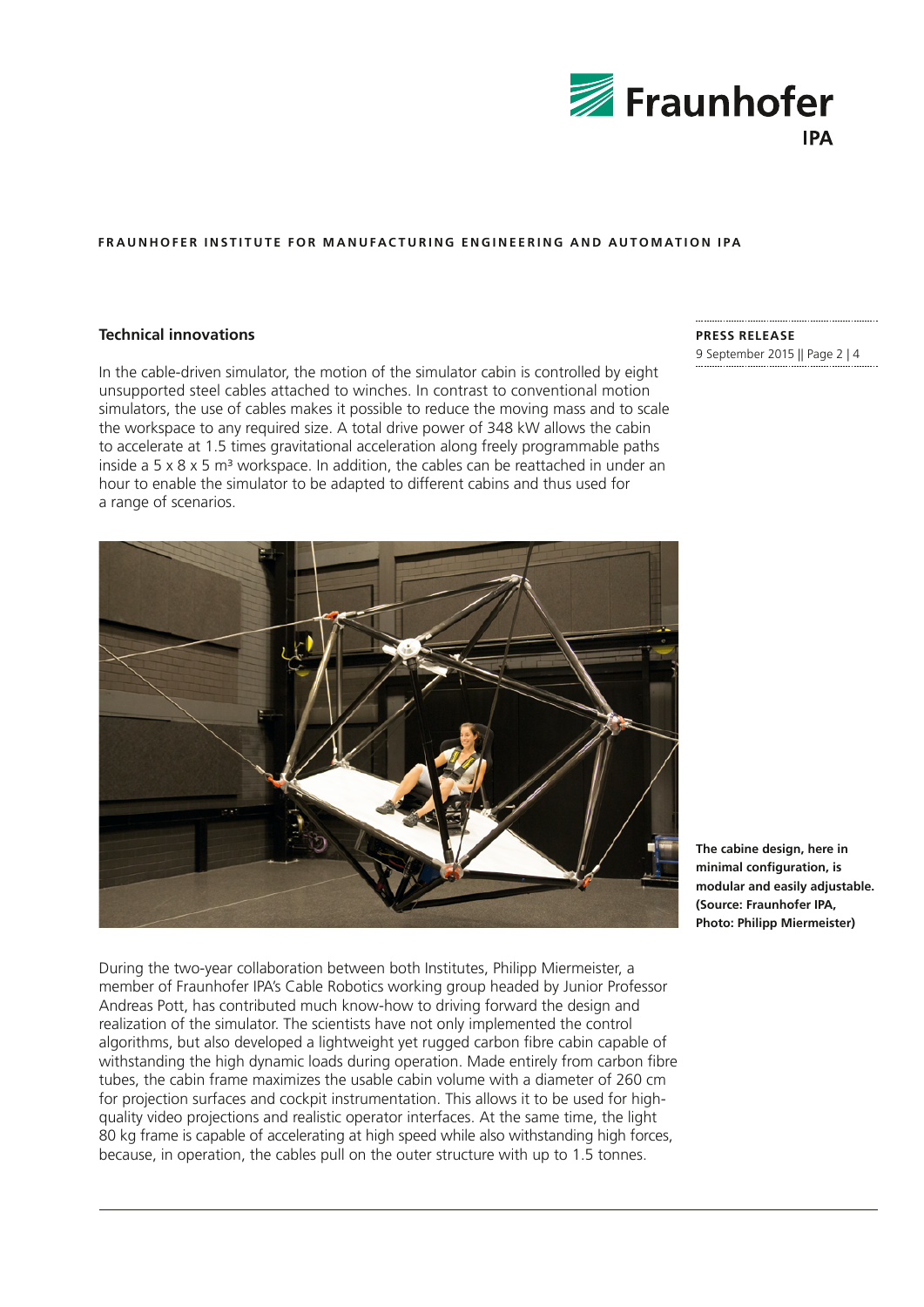## Technical innovations

In the cable-driven simulator, the motion of the simulator cabin is controlled by eight unsupported steel cables attached to winches. In contrast to conventional motion simulators, the use of cables makes it possible to reduce the moving mass and to scale the workspace to any required size. A total drive power of 348 kW allows the cabin to accelerate at 1.5 times gravitational acceleration along freely programmable paths inside a 5 x 8 x 5 m³ workspace. In addition, the cables can be reattached in under an hour to enable the simulator to be adapted to different cabins and thus used for a range of scenarios.

**The cabine design, here in minimal configuration, is modular and easily adjustable. (Source: Fraunhofer IPA, Photo: Philipp Miermeister)**

During the two-year collaboration between both Institutes, Philipp Miermeister, a member of Fraunhofer IPA's Cable Robotics working group headed by Junior Professor Andreas Pott, has contributed much know-how to driving forward the design and realization of the simulator. The scientists have not only implemented the control algorithms, but also developed a lightweight yet rugged carbon fibre cabin capable of withstanding the high dynamic loads during operation. Made entirely from carbon fibre tubes, the cabin frame maximizes the usable cabin volume with a diameter of 260 cm for projection surfaces and cockpit instrumentation. This allows it to be used for high-quality video projections and realistic operator interfaces. At the same time, the light 80 kg frame is capable of accelerating at high speed while also withstanding high forces, because, in operation, the cables pull on the outer structure with up to 1.5 tonnes.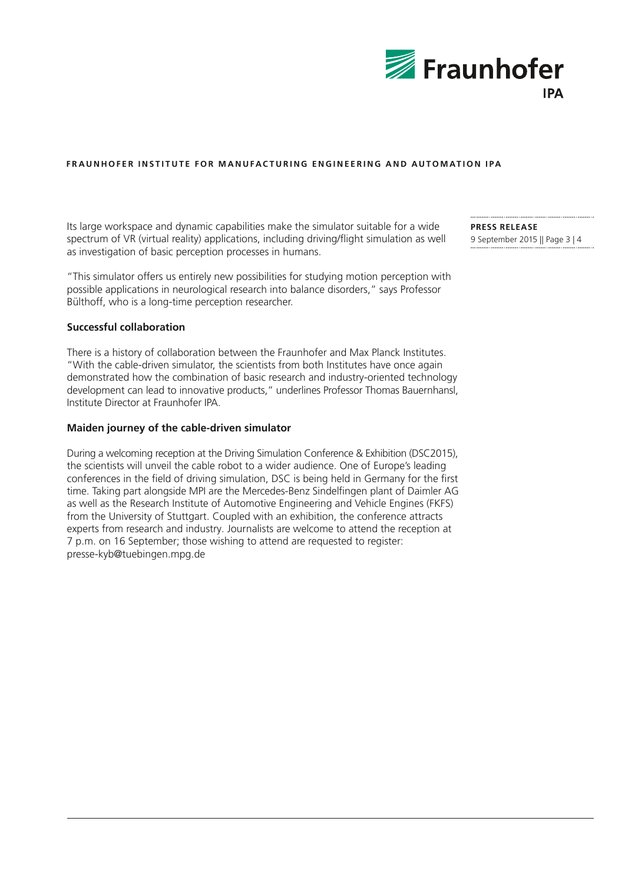Its large workspace and dynamic capabilities make the simulator suitable for a wide spectrum of VR (virtual reality) applications, including driving/flight simulation as well as investigation of basic perception processes in humans.

"This simulator offers us entirely new possibilities for studying motion perception with possible applications in neurological research into balance disorders," says Professor Bülthoff, who is a long-time perception researcher.

**Successful collaboration**

There is a history of collaboration between the Fraunhofer and Max Planck Institutes. "With the cable-driven simulator, the scientists from both Institutes have once again demonstrated how the combination of basic research and industry-oriented technology development can lead to innovative products," underlines Professor Thomas Bauernhansl, Institute Director at Fraunhofer IPA.

**Maiden journey of the cable-driven simulator**

During a welcoming reception at the Driving Simulation Conference & Exhibition (DSC2015), the scientists will unveil the cable robot to a wider audience. One of Europe's leading conferences in the field of driving simulation, DSC is being held in Germany for the first time. Taking part alongside MPI are the Mercedes-Benz Sindelfingen plant of Daimler AG as well as the Research Institute of Automotive Engineering and Vehicle Engines (FKFS) from the University of Stuttgart. Coupled with an exhibition, the conference attracts experts from research and industry. Journalists are welcome to attend the reception at 7 p.m. on 16 September; those wishing to attend are requested to register: presse-kyb@tuebingen.mpg.de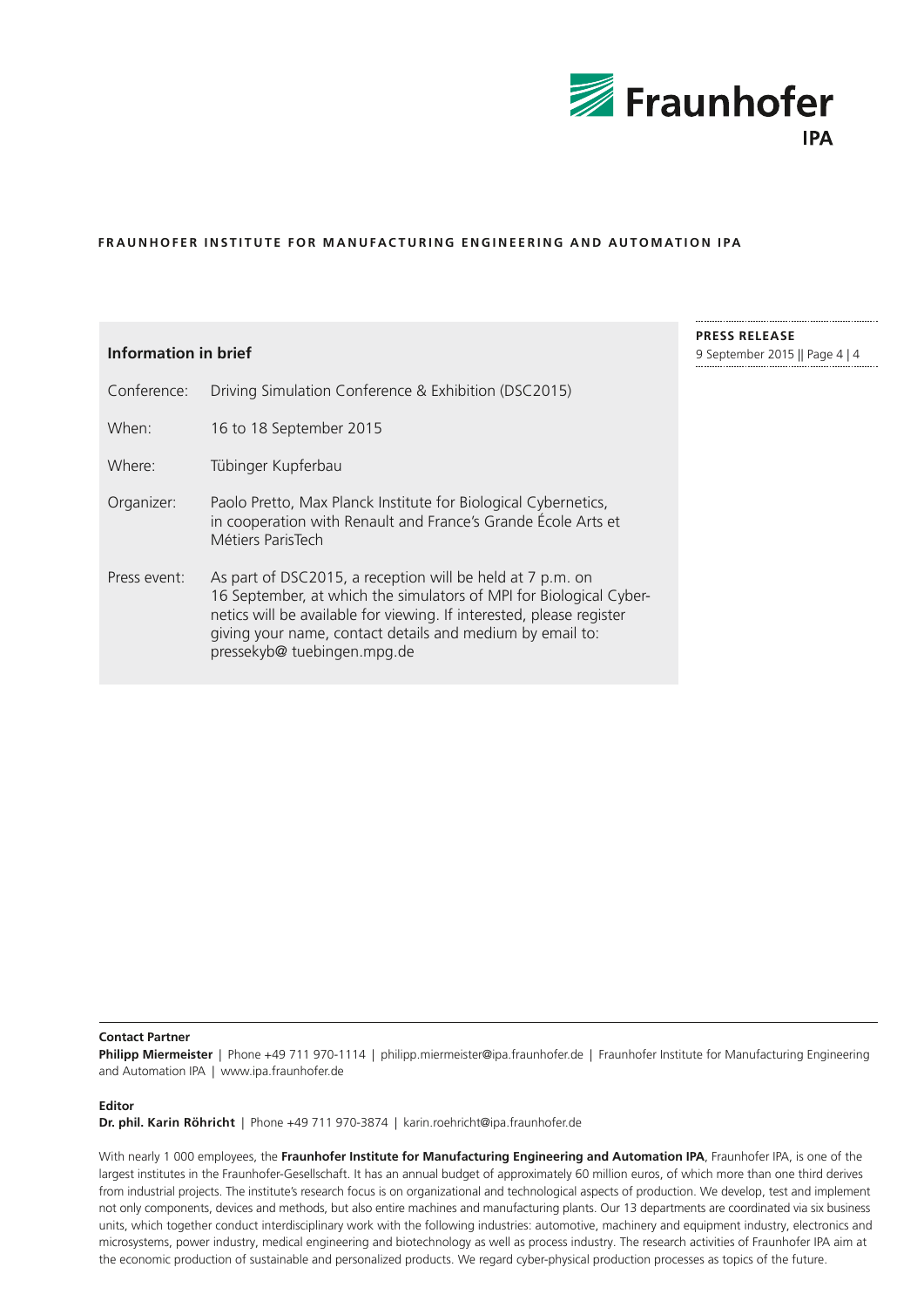**FRAUNHOFER INSTITUTE FOR MANUFACTURING ENGINEERING AND AUTOMATION IPA**

**PRESS RELEASE**
9 September 2015

## Information in brief

| | |
|---|---|
| Conference: | Driving Simulation Conference & Exhibition (DSC2015) |
| When: | 16 to 18 September 2015 |
| Where: | Tübinger Kupferbau |
| Organizer: | Paolo Pretto, Max Planck Institute for Biological Cybernetics, in cooperation with Renault and France's Grande École Arts et Métiers ParisTech |
| Press event: | As part of DSC2015, a reception will be held at 7 p.m. on 16 September, at which the simulators of MPI for Biological Cybernetics will be available for viewing. If interested, please register giving your name, contact details and medium by email to: pressekyb@ tuebingen.mpg.de |

**Contact Partner**
**Philipp Miermeister** | Phone +49 711 970-1114 | philipp.miermeister@ipa.fraunhofer.de | Fraunhofer Institute for Manufacturing Engineering and Automation IPA | www.ipa.fraunhofer.de

**Editor**
**Dr. phil. Karin Röhricht** | Phone +49 711 970-3874 | karin.roehricht@ipa.fraunhofer.de

With nearly 1 000 employees, the **Fraunhofer Institute for Manufacturing Engineering and Automation IPA**, Fraunhofer IPA, is one of the largest institutes in the Fraunhofer-Gesellschaft. It has an annual budget of approximately 60 million euros, of which more than one third derives from industrial projects. The institute's research focus is on organizational and technological aspects of production. We develop, test and implement not only components, devices and methods, but also entire machines and manufacturing plants. Our 13 departments are coordinated via six business units, which together conduct interdisciplinary work with the following industries: automotive, machinery and equipment industry, electronics and microsystems, power industry, medical engineering and biotechnology as well as process industry. The research activities of Fraunhofer IPA aim at the economic production of sustainable and personalized products. We regard cyber-physical production processes as topics of the future.